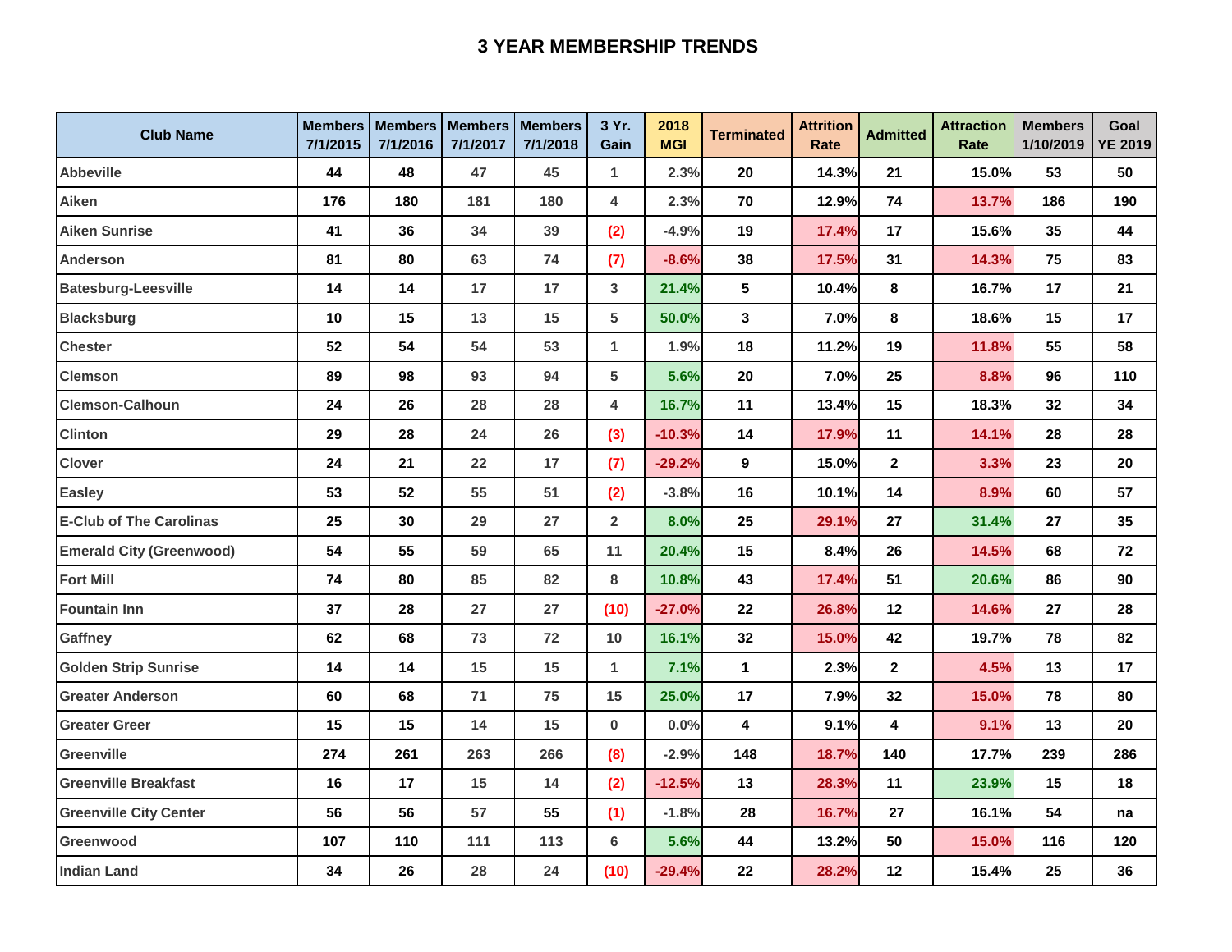# 3 YEAR MEMBERSHIP TRENDS

| Club Name | Members 7/1/2015 | Members 7/1/2016 | Members 7/1/2017 | Members 7/1/2018 | 3 Yr. Gain | 2018 MGI | Terminated | Attrition Rate | Admitted | Attraction Rate | Members 1/10/2019 | Goal YE 2019 |
|---|---|---|---|---|---|---|---|---|---|---|---|---|
| Abbeville | 44 | 48 | 47 | 45 | 1 | 2.3% | 20 | 14.3% | 21 | 15.0% | 53 | 50 |
| Aiken | 176 | 180 | 181 | 180 | 4 | 2.3% | 70 | 12.9% | 74 | 13.7% | 186 | 190 |
| Aiken Sunrise | 41 | 36 | 34 | 39 | (2) | -4.9% | 19 | 17.4% | 17 | 15.6% | 35 | 44 |
| Anderson | 81 | 80 | 63 | 74 | (7) | -8.6% | 38 | 17.5% | 31 | 14.3% | 75 | 83 |
| Batesburg-Leesville | 14 | 14 | 17 | 17 | 3 | 21.4% | 5 | 10.4% | 8 | 16.7% | 17 | 21 |
| Blacksburg | 10 | 15 | 13 | 15 | 5 | 50.0% | 3 | 7.0% | 8 | 18.6% | 15 | 17 |
| Chester | 52 | 54 | 54 | 53 | 1 | 1.9% | 18 | 11.2% | 19 | 11.8% | 55 | 58 |
| Clemson | 89 | 98 | 93 | 94 | 5 | 5.6% | 20 | 7.0% | 25 | 8.8% | 96 | 110 |
| Clemson-Calhoun | 24 | 26 | 28 | 28 | 4 | 16.7% | 11 | 13.4% | 15 | 18.3% | 32 | 34 |
| Clinton | 29 | 28 | 24 | 26 | (3) | -10.3% | 14 | 17.9% | 11 | 14.1% | 28 | 28 |
| Clover | 24 | 21 | 22 | 17 | (7) | -29.2% | 9 | 15.0% | 2 | 3.3% | 23 | 20 |
| Easley | 53 | 52 | 55 | 51 | (2) | -3.8% | 16 | 10.1% | 14 | 8.9% | 60 | 57 |
| E-Club of The Carolinas | 25 | 30 | 29 | 27 | 2 | 8.0% | 25 | 29.1% | 27 | 31.4% | 27 | 35 |
| Emerald City (Greenwood) | 54 | 55 | 59 | 65 | 11 | 20.4% | 15 | 8.4% | 26 | 14.5% | 68 | 72 |
| Fort Mill | 74 | 80 | 85 | 82 | 8 | 10.8% | 43 | 17.4% | 51 | 20.6% | 86 | 90 |
| Fountain Inn | 37 | 28 | 27 | 27 | (10) | -27.0% | 22 | 26.8% | 12 | 14.6% | 27 | 28 |
| Gaffney | 62 | 68 | 73 | 72 | 10 | 16.1% | 32 | 15.0% | 42 | 19.7% | 78 | 82 |
| Golden Strip Sunrise | 14 | 14 | 15 | 15 | 1 | 7.1% | 1 | 2.3% | 2 | 4.5% | 13 | 17 |
| Greater Anderson | 60 | 68 | 71 | 75 | 15 | 25.0% | 17 | 7.9% | 32 | 15.0% | 78 | 80 |
| Greater Greer | 15 | 15 | 14 | 15 | 0 | 0.0% | 4 | 9.1% | 4 | 9.1% | 13 | 20 |
| Greenville | 274 | 261 | 263 | 266 | (8) | -2.9% | 148 | 18.7% | 140 | 17.7% | 239 | 286 |
| Greenville Breakfast | 16 | 17 | 15 | 14 | (2) | -12.5% | 13 | 28.3% | 11 | 23.9% | 15 | 18 |
| Greenville City Center | 56 | 56 | 57 | 55 | (1) | -1.8% | 28 | 16.7% | 27 | 16.1% | 54 | na |
| Greenwood | 107 | 110 | 111 | 113 | 6 | 5.6% | 44 | 13.2% | 50 | 15.0% | 116 | 120 |
| Indian Land | 34 | 26 | 28 | 24 | (10) | -29.4% | 22 | 28.2% | 12 | 15.4% | 25 | 36 |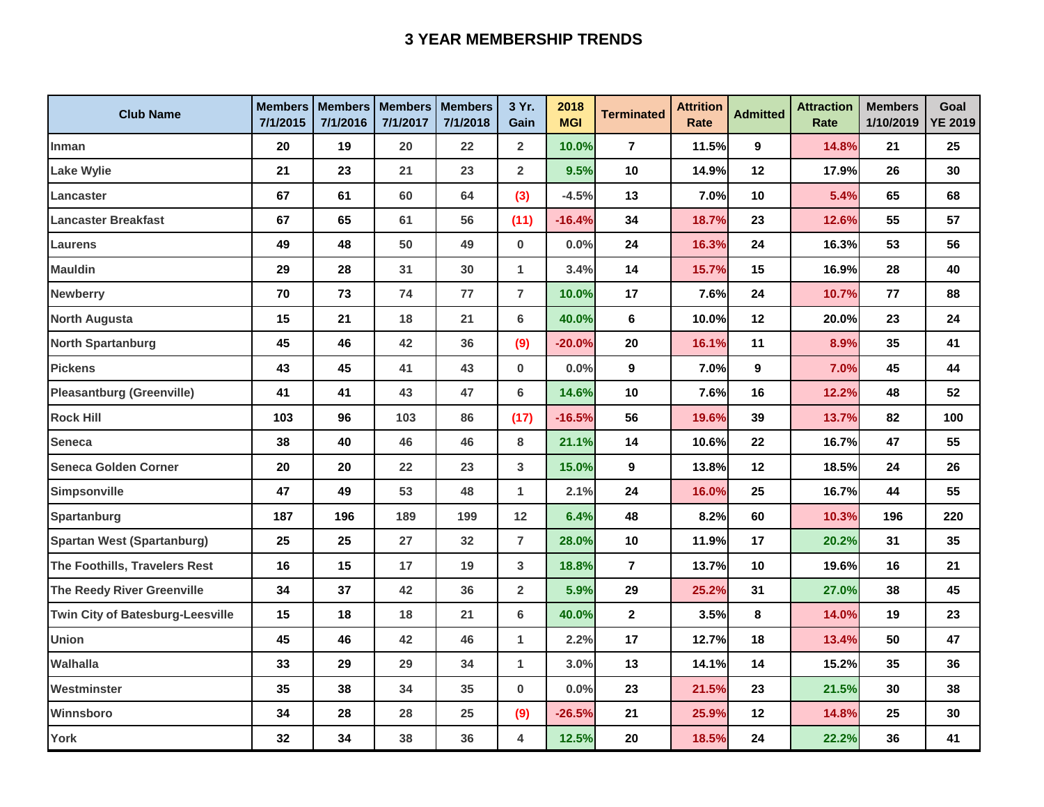# 3 YEAR MEMBERSHIP TRENDS

| Club Name | Members 7/1/2015 | Members 7/1/2016 | Members 7/1/2017 | Members 7/1/2018 | 3 Yr. Gain | 2018 MGI | Terminated | Attrition Rate | Admitted | Attraction Rate | Members 1/10/2019 | Goal YE 2019 |
|---|---|---|---|---|---|---|---|---|---|---|---|---|
| Inman | 20 | 19 | 20 | 22 | 2 | 10.0% | 7 | 11.5% | 9 | 14.8% | 21 | 25 |
| Lake Wylie | 21 | 23 | 21 | 23 | 2 | 9.5% | 10 | 14.9% | 12 | 17.9% | 26 | 30 |
| Lancaster | 67 | 61 | 60 | 64 | (3) | -4.5% | 13 | 7.0% | 10 | 5.4% | 65 | 68 |
| Lancaster Breakfast | 67 | 65 | 61 | 56 | (11) | -16.4% | 34 | 18.7% | 23 | 12.6% | 55 | 57 |
| Laurens | 49 | 48 | 50 | 49 | 0 | 0.0% | 24 | 16.3% | 24 | 16.3% | 53 | 56 |
| Mauldin | 29 | 28 | 31 | 30 | 1 | 3.4% | 14 | 15.7% | 15 | 16.9% | 28 | 40 |
| Newberry | 70 | 73 | 74 | 77 | 7 | 10.0% | 17 | 7.6% | 24 | 10.7% | 77 | 88 |
| North Augusta | 15 | 21 | 18 | 21 | 6 | 40.0% | 6 | 10.0% | 12 | 20.0% | 23 | 24 |
| North Spartanburg | 45 | 46 | 42 | 36 | (9) | -20.0% | 20 | 16.1% | 11 | 8.9% | 35 | 41 |
| Pickens | 43 | 45 | 41 | 43 | 0 | 0.0% | 9 | 7.0% | 9 | 7.0% | 45 | 44 |
| Pleasantburg (Greenville) | 41 | 41 | 43 | 47 | 6 | 14.6% | 10 | 7.6% | 16 | 12.2% | 48 | 52 |
| Rock Hill | 103 | 96 | 103 | 86 | (17) | -16.5% | 56 | 19.6% | 39 | 13.7% | 82 | 100 |
| Seneca | 38 | 40 | 46 | 46 | 8 | 21.1% | 14 | 10.6% | 22 | 16.7% | 47 | 55 |
| Seneca Golden Corner | 20 | 20 | 22 | 23 | 3 | 15.0% | 9 | 13.8% | 12 | 18.5% | 24 | 26 |
| Simpsonville | 47 | 49 | 53 | 48 | 1 | 2.1% | 24 | 16.0% | 25 | 16.7% | 44 | 55 |
| Spartanburg | 187 | 196 | 189 | 199 | 12 | 6.4% | 48 | 8.2% | 60 | 10.3% | 196 | 220 |
| Spartan West (Spartanburg) | 25 | 25 | 27 | 32 | 7 | 28.0% | 10 | 11.9% | 17 | 20.2% | 31 | 35 |
| The Foothills, Travelers Rest | 16 | 15 | 17 | 19 | 3 | 18.8% | 7 | 13.7% | 10 | 19.6% | 16 | 21 |
| The Reedy River Greenville | 34 | 37 | 42 | 36 | 2 | 5.9% | 29 | 25.2% | 31 | 27.0% | 38 | 45 |
| Twin City of Batesburg-Leesville | 15 | 18 | 18 | 21 | 6 | 40.0% | 2 | 3.5% | 8 | 14.0% | 19 | 23 |
| Union | 45 | 46 | 42 | 46 | 1 | 2.2% | 17 | 12.7% | 18 | 13.4% | 50 | 47 |
| Walhalla | 33 | 29 | 29 | 34 | 1 | 3.0% | 13 | 14.1% | 14 | 15.2% | 35 | 36 |
| Westminster | 35 | 38 | 34 | 35 | 0 | 0.0% | 23 | 21.5% | 23 | 21.5% | 30 | 38 |
| Winnsboro | 34 | 28 | 28 | 25 | (9) | -26.5% | 21 | 25.9% | 12 | 14.8% | 25 | 30 |
| York | 32 | 34 | 38 | 36 | 4 | 12.5% | 20 | 18.5% | 24 | 22.2% | 36 | 41 |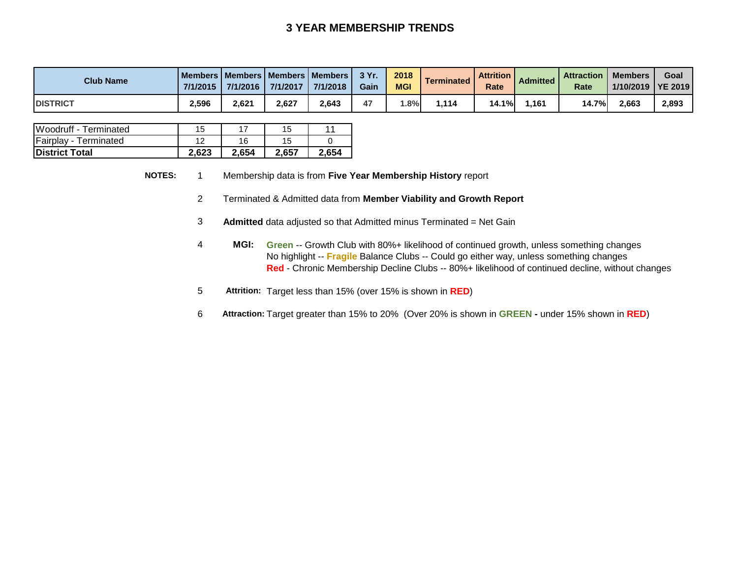# 3 YEAR MEMBERSHIP TRENDS

| Club Name | Members 7/1/2015 | Members 7/1/2016 | Members 7/1/2017 | Members 7/1/2018 | 3 Yr. Gain | 2018 MGI | Terminated | Attrition Rate | Admitted | Attraction Rate | Members 1/10/2019 | Goal YE 2019 |
|---|---|---|---|---|---|---|---|---|---|---|---|---|
| DISTRICT | 2,596 | 2,621 | 2,627 | 2,643 | 47 | 1.8% | 1,114 | 14.1% | 1,161 | 14.7% | 2,663 | 2,893 |

| | | | | |
|---|---|---|---|---|
| Woodruff - Terminated | 15 | 17 | 15 | 11 |
| Fairplay - Terminated | 12 | 16 | 15 | 0 |
| **District Total** | **2,623** | **2,654** | **2,657** | **2,654** |

**NOTES:**

1. Membership data is from **Five Year Membership History** report
2. Terminated & Admitted data from **Member Viability and Growth Report**
3. **Admitted** data adjusted so that Admitted minus Terminated = Net Gain
4. **MGI:** **Green** -- Growth Club with 80%+ likelihood of continued growth, unless something changes
   No highlight -- **Fragile** Balance Clubs -- Could go either way, unless something changes
   **Red** - Chronic Membership Decline Clubs -- 80%+ likelihood of continued decline, without changes
5. **Attrition:** Target less than 15% (over 15% is shown in **RED**)
6. **Attraction:** Target greater than 15% to 20% (Over 20% is shown in **GREEN** **-** under 15% shown in **RED**)